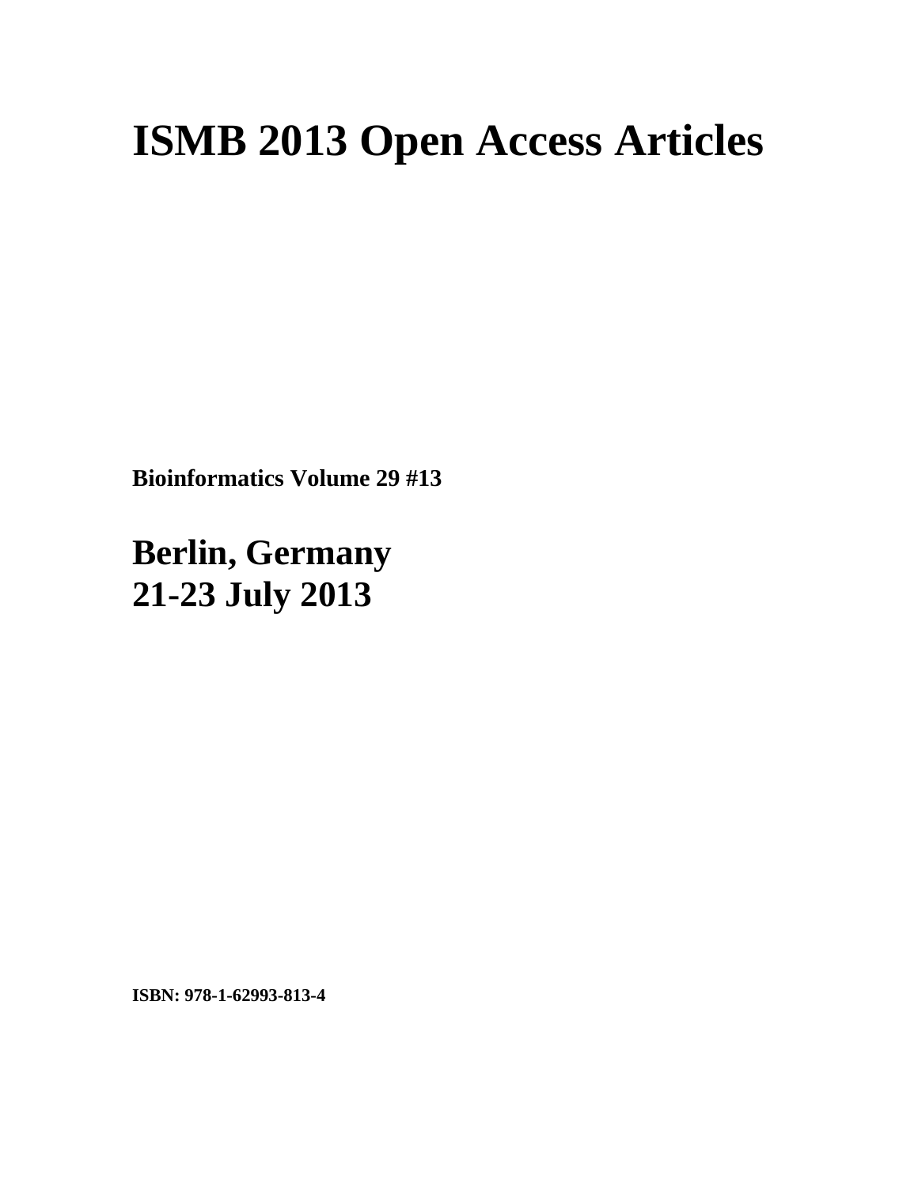# ISMB 2013 Open Access Articles

**Bioinformatics Volume 29 #13**

## Berlin, Germany
## 21-23 July 2013

**ISBN: 978-1-62993-813-4**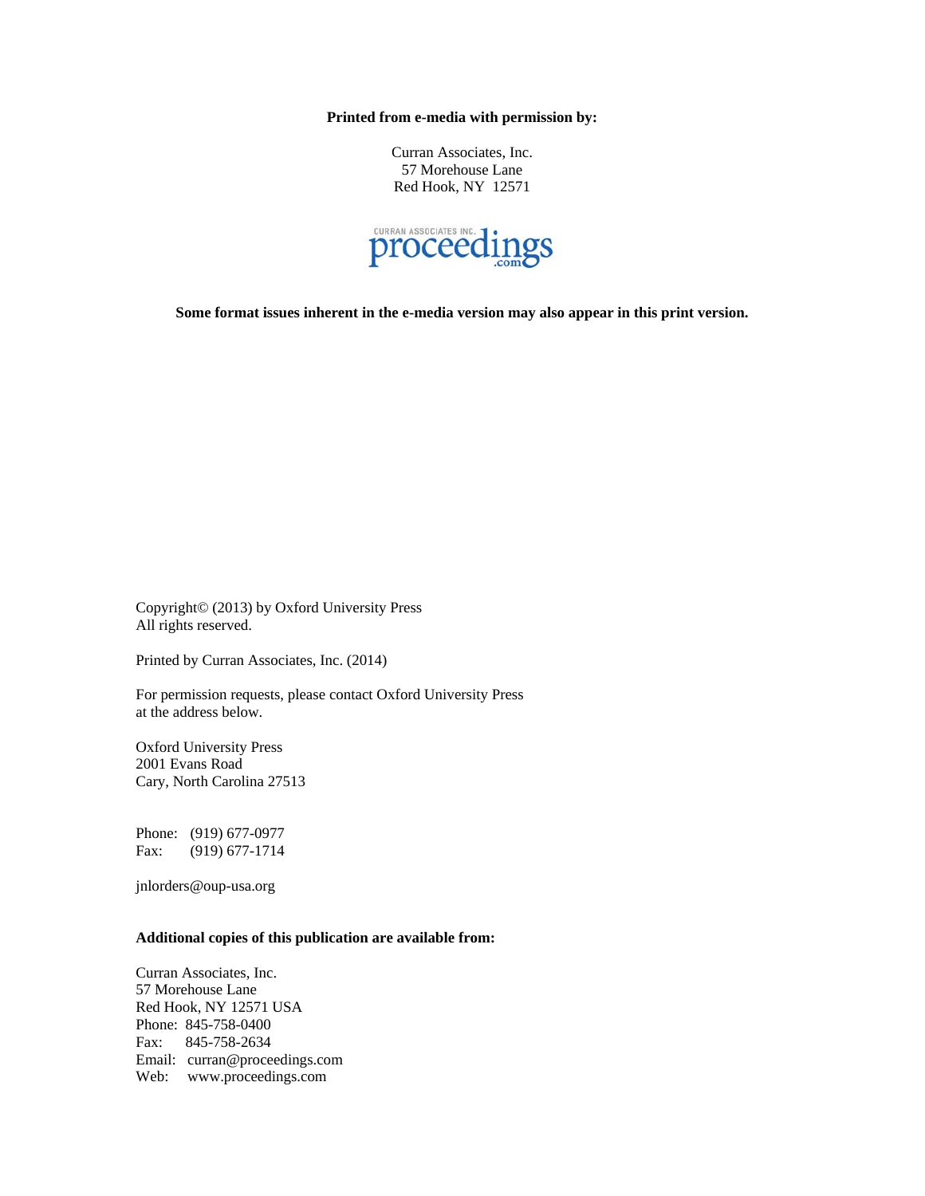**Printed from e-media with permission by:**

Curran Associates, Inc.
57 Morehouse Lane
Red Hook, NY 12571

CURRAN ASSOCIATES INC. proceedings.com

**Some format issues inherent in the e-media version may also appear in this print version.**

Copyright© (2013) by Oxford University Press
All rights reserved.

Printed by Curran Associates, Inc. (2014)

For permission requests, please contact Oxford University Press at the address below.

Oxford University Press
2001 Evans Road
Cary, North Carolina 27513

Phone: (919) 677-0977
Fax: (919) 677-1714

jnlorders@oup-usa.org

**Additional copies of this publication are available from:**

Curran Associates, Inc.
57 Morehouse Lane
Red Hook, NY 12571 USA
Phone: 845-758-0400
Fax: 845-758-2634
Email: curran@proceedings.com
Web: www.proceedings.com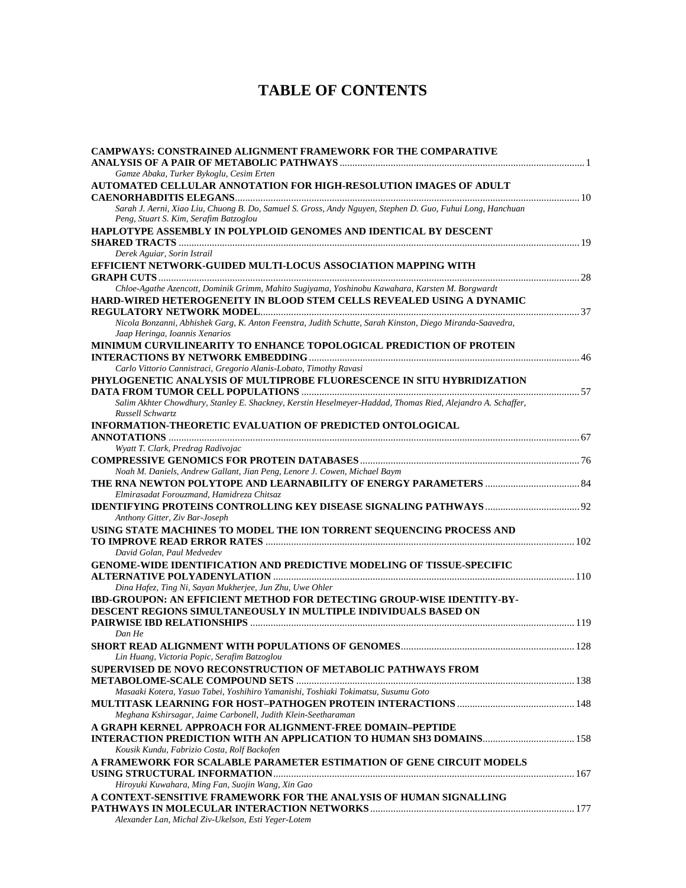# TABLE OF CONTENTS

**CAMPWAYS: CONSTRAINED ALIGNMENT FRAMEWORK FOR THE COMPARATIVE ANALYSIS OF A PAIR OF METABOLIC PATHWAYS** .......... 1
*Gamze Abaka, Turker Bykoglu, Cesim Erten*

**AUTOMATED CELLULAR ANNOTATION FOR HIGH-RESOLUTION IMAGES OF ADULT CAENORHABDITIS ELEGANS** .......... 10
*Sarah J. Aerni, Xiao Liu, Chuong B. Do, Samuel S. Gross, Andy Nguyen, Stephen D. Guo, Fuhui Long, Hanchuan Peng, Stuart S. Kim, Serafim Batzoglou*

**HAPLOTYPE ASSEMBLY IN POLYPLOID GENOMES AND IDENTICAL BY DESCENT SHARED TRACTS** .......... 19
*Derek Aguiar, Sorin Istrail*

**EFFICIENT NETWORK-GUIDED MULTI-LOCUS ASSOCIATION MAPPING WITH GRAPH CUTS** .......... 28
*Chloe-Agathe Azencott, Dominik Grimm, Mahito Sugiyama, Yoshinobu Kawahara, Karsten M. Borgwardt*

**HARD-WIRED HETEROGENEITY IN BLOOD STEM CELLS REVEALED USING A DYNAMIC REGULATORY NETWORK MODEL** .......... 37
*Nicola Bonzanni, Abhishek Garg, K. Anton Feenstra, Judith Schutte, Sarah Kinston, Diego Miranda-Saavedra, Jaap Heringa, Ioannis Xenarios*

**MINIMUM CURVILINEARITY TO ENHANCE TOPOLOGICAL PREDICTION OF PROTEIN INTERACTIONS BY NETWORK EMBEDDING** .......... 46
*Carlo Vittorio Cannistraci, Gregorio Alanis-Lobato, Timothy Ravasi*

**PHYLOGENETIC ANALYSIS OF MULTIPROBE FLUORESCENCE IN SITU HYBRIDIZATION DATA FROM TUMOR CELL POPULATIONS** .......... 57
*Salim Akhter Chowdhury, Stanley E. Shackney, Kerstin Heselmeyer-Haddad, Thomas Ried, Alejandro A. Schaffer, Russell Schwartz*

**INFORMATION-THEORETIC EVALUATION OF PREDICTED ONTOLOGICAL ANNOTATIONS** .......... 67
*Wyatt T. Clark, Predrag Radivojac*

**COMPRESSIVE GENOMICS FOR PROTEIN DATABASES** .......... 76
*Noah M. Daniels, Andrew Gallant, Jian Peng, Lenore J. Cowen, Michael Baym*

**THE RNA NEWTON POLYTOPE AND LEARNABILITY OF ENERGY PARAMETERS** .......... 84
*Elmirasadat Forouzmand, Hamidreza Chitsaz*

**IDENTIFYING PROTEINS CONTROLLING KEY DISEASE SIGNALING PATHWAYS** .......... 92
*Anthony Gitter, Ziv Bar-Joseph*

**USING STATE MACHINES TO MODEL THE ION TORRENT SEQUENCING PROCESS AND TO IMPROVE READ ERROR RATES** .......... 102
*David Golan, Paul Medvedev*

**GENOME-WIDE IDENTIFICATION AND PREDICTIVE MODELING OF TISSUE-SPECIFIC ALTERNATIVE POLYADENYLATION** .......... 110
*Dina Hafez, Ting Ni, Sayan Mukherjee, Jun Zhu, Uwe Ohler*

**IBD-GROUPON: AN EFFICIENT METHOD FOR DETECTING GROUP-WISE IDENTITY-BY-DESCENT REGIONS SIMULTANEOUSLY IN MULTIPLE INDIVIDUALS BASED ON PAIRWISE IBD RELATIONSHIPS** .......... 119
*Dan He*

**SHORT READ ALIGNMENT WITH POPULATIONS OF GENOMES** .......... 128
*Lin Huang, Victoria Popic, Serafim Batzoglou*

**SUPERVISED DE NOVO RECONSTRUCTION OF METABOLIC PATHWAYS FROM METABOLOME-SCALE COMPOUND SETS** .......... 138
*Masaaki Kotera, Yasuo Tabei, Yoshihiro Yamanishi, Toshiaki Tokimatsu, Susumu Goto*

**MULTITASK LEARNING FOR HOST–PATHOGEN PROTEIN INTERACTIONS** .......... 148
*Meghana Kshirsagar, Jaime Carbonell, Judith Klein-Seetharaman*

**A GRAPH KERNEL APPROACH FOR ALIGNMENT-FREE DOMAIN–PEPTIDE INTERACTION PREDICTION WITH AN APPLICATION TO HUMAN SH3 DOMAINS** .......... 158
*Kousik Kundu, Fabrizio Costa, Rolf Backofen*

**A FRAMEWORK FOR SCALABLE PARAMETER ESTIMATION OF GENE CIRCUIT MODELS USING STRUCTURAL INFORMATION** .......... 167
*Hiroyuki Kuwahara, Ming Fan, Suojin Wang, Xin Gao*

**A CONTEXT-SENSITIVE FRAMEWORK FOR THE ANALYSIS OF HUMAN SIGNALLING PATHWAYS IN MOLECULAR INTERACTION NETWORKS** .......... 177
*Alexander Lan, Michal Ziv-Ukelson, Esti Yeger-Lotem*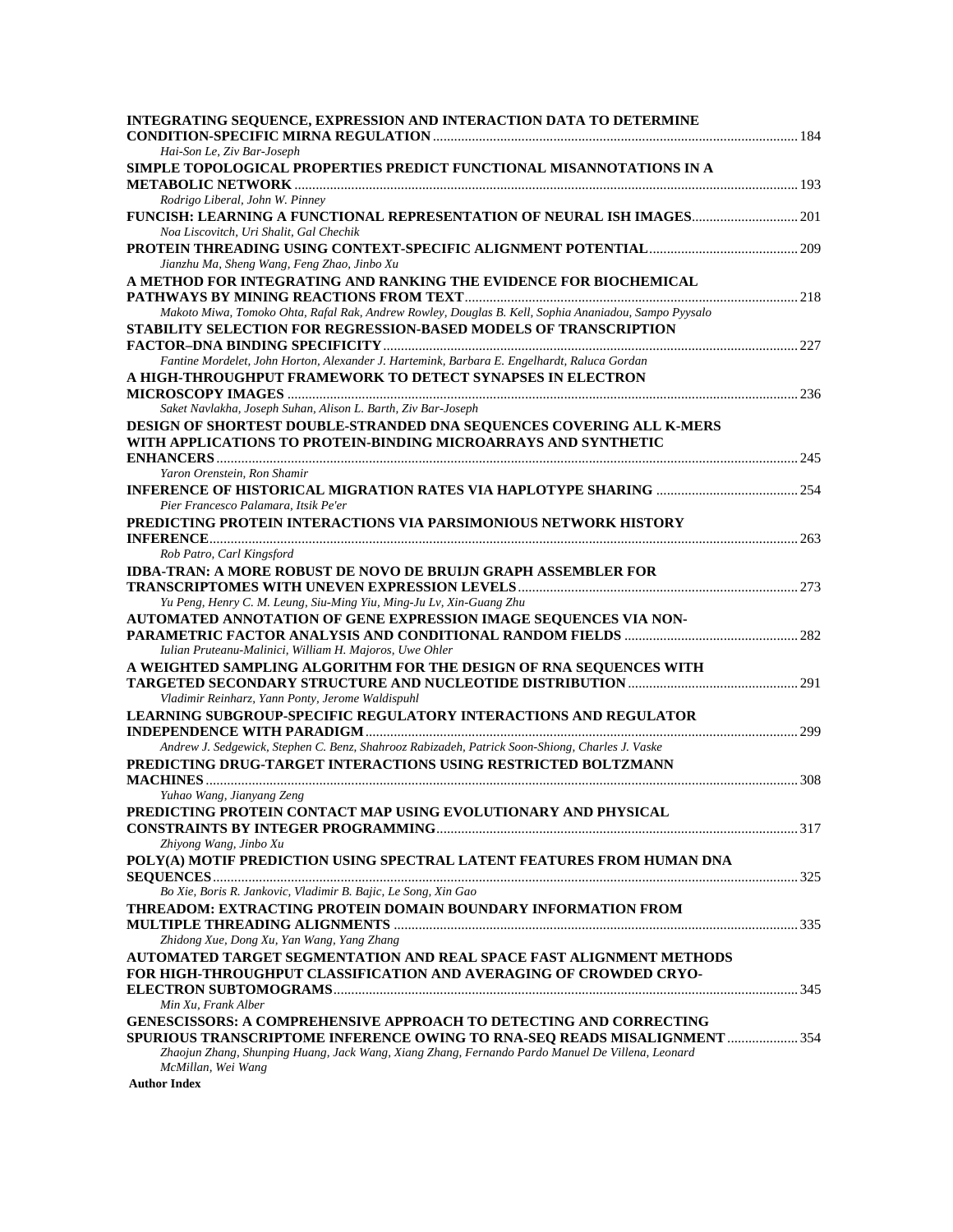**INTEGRATING SEQUENCE, EXPRESSION AND INTERACTION DATA TO DETERMINE CONDITION-SPECIFIC MIRNA REGULATION** ..................... 184
*Hai-Son Le, Ziv Bar-Joseph*

**SIMPLE TOPOLOGICAL PROPERTIES PREDICT FUNCTIONAL MISANNOTATIONS IN A METABOLIC NETWORK** ..................... 193
*Rodrigo Liberal, John W. Pinney*

**FUNCISH: LEARNING A FUNCTIONAL REPRESENTATION OF NEURAL ISH IMAGES** ..................... 201
*Noa Liscovitch, Uri Shalit, Gal Chechik*

**PROTEIN THREADING USING CONTEXT-SPECIFIC ALIGNMENT POTENTIAL** ..................... 209
*Jianzhu Ma, Sheng Wang, Feng Zhao, Jinbo Xu*

**A METHOD FOR INTEGRATING AND RANKING THE EVIDENCE FOR BIOCHEMICAL PATHWAYS BY MINING REACTIONS FROM TEXT** ..................... 218
*Makoto Miwa, Tomoko Ohta, Rafal Rak, Andrew Rowley, Douglas B. Kell, Sophia Ananiadou, Sampo Pyysalo*

**STABILITY SELECTION FOR REGRESSION-BASED MODELS OF TRANSCRIPTION FACTOR–DNA BINDING SPECIFICITY** ..................... 227
*Fantine Mordelet, John Horton, Alexander J. Hartemink, Barbara E. Engelhardt, Raluca Gordan*

**A HIGH-THROUGHPUT FRAMEWORK TO DETECT SYNAPSES IN ELECTRON MICROSCOPY IMAGES** ..................... 236
*Saket Navlakha, Joseph Suhan, Alison L. Barth, Ziv Bar-Joseph*

**DESIGN OF SHORTEST DOUBLE-STRANDED DNA SEQUENCES COVERING ALL K-MERS WITH APPLICATIONS TO PROTEIN-BINDING MICROARRAYS AND SYNTHETIC ENHANCERS** ..................... 245
*Yaron Orenstein, Ron Shamir*

**INFERENCE OF HISTORICAL MIGRATION RATES VIA HAPLOTYPE SHARING** ..................... 254
*Pier Francesco Palamara, Itsik Pe'er*

**PREDICTING PROTEIN INTERACTIONS VIA PARSIMONIOUS NETWORK HISTORY INFERENCE** ..................... 263
*Rob Patro, Carl Kingsford*

**IDBA-TRAN: A MORE ROBUST DE NOVO DE BRUIJN GRAPH ASSEMBLER FOR TRANSCRIPTOMES WITH UNEVEN EXPRESSION LEVELS** ..................... 273
*Yu Peng, Henry C. M. Leung, Siu-Ming Yiu, Ming-Ju Lv, Xin-Guang Zhu*

**AUTOMATED ANNOTATION OF GENE EXPRESSION IMAGE SEQUENCES VIA NON-PARAMETRIC FACTOR ANALYSIS AND CONDITIONAL RANDOM FIELDS** ..................... 282
*Iulian Pruteanu-Malinici, William H. Majoros, Uwe Ohler*

**A WEIGHTED SAMPLING ALGORITHM FOR THE DESIGN OF RNA SEQUENCES WITH TARGETED SECONDARY STRUCTURE AND NUCLEOTIDE DISTRIBUTION** ..................... 291
*Vladimir Reinharz, Yann Ponty, Jerome Waldispuhl*

**LEARNING SUBGROUP-SPECIFIC REGULATORY INTERACTIONS AND REGULATOR INDEPENDENCE WITH PARADIGM** ..................... 299
*Andrew J. Sedgewick, Stephen C. Benz, Shahrooz Rabizadeh, Patrick Soon-Shiong, Charles J. Vaske*

**PREDICTING DRUG-TARGET INTERACTIONS USING RESTRICTED BOLTZMANN MACHINES** ..................... 308
*Yuhao Wang, Jianyang Zeng*

**PREDICTING PROTEIN CONTACT MAP USING EVOLUTIONARY AND PHYSICAL CONSTRAINTS BY INTEGER PROGRAMMING** ..................... 317
*Zhiyong Wang, Jinbo Xu*

**POLY(A) MOTIF PREDICTION USING SPECTRAL LATENT FEATURES FROM HUMAN DNA SEQUENCES** ..................... 325
*Bo Xie, Boris R. Jankovic, Vladimir B. Bajic, Le Song, Xin Gao*

**THREADOM: EXTRACTING PROTEIN DOMAIN BOUNDARY INFORMATION FROM MULTIPLE THREADING ALIGNMENTS** ..................... 335
*Zhidong Xue, Dong Xu, Yan Wang, Yang Zhang*

**AUTOMATED TARGET SEGMENTATION AND REAL SPACE FAST ALIGNMENT METHODS FOR HIGH-THROUGHPUT CLASSIFICATION AND AVERAGING OF CROWDED CRYO-ELECTRON SUBTOMOGRAMS** ..................... 345
*Min Xu, Frank Alber*

**GENESCISSORS: A COMPREHENSIVE APPROACH TO DETECTING AND CORRECTING SPURIOUS TRANSCRIPTOME INFERENCE OWING TO RNA-SEQ READS MISALIGNMENT** ..................... 354
*Zhaojun Zhang, Shunping Huang, Jack Wang, Xiang Zhang, Fernando Pardo Manuel De Villena, Leonard McMillan, Wei Wang*

**Author Index**